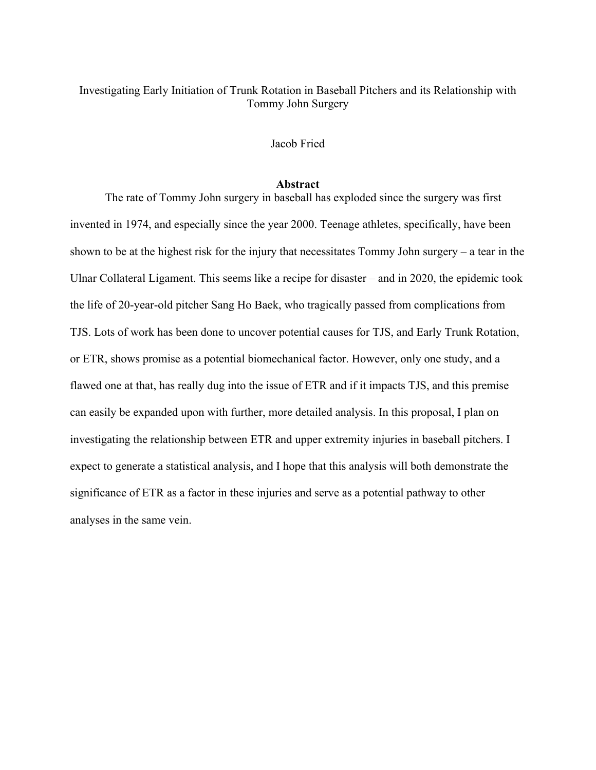# Investigating Early Initiation of Trunk Rotation in Baseball Pitchers and its Relationship with Tommy John Surgery

Jacob Fried

## Abstract

The rate of Tommy John surgery in baseball has exploded since the surgery was first invented in 1974, and especially since the year 2000. Teenage athletes, specifically, have been shown to be at the highest risk for the injury that necessitates Tommy John surgery – a tear in the Ulnar Collateral Ligament. This seems like a recipe for disaster – and in 2020, the epidemic took the life of 20-year-old pitcher Sang Ho Baek, who tragically passed from complications from TJS. Lots of work has been done to uncover potential causes for TJS, and Early Trunk Rotation, or ETR, shows promise as a potential biomechanical factor. However, only one study, and a flawed one at that, has really dug into the issue of ETR and if it impacts TJS, and this premise can easily be expanded upon with further, more detailed analysis. In this proposal, I plan on investigating the relationship between ETR and upper extremity injuries in baseball pitchers. I expect to generate a statistical analysis, and I hope that this analysis will both demonstrate the significance of ETR as a factor in these injuries and serve as a potential pathway to other analyses in the same vein.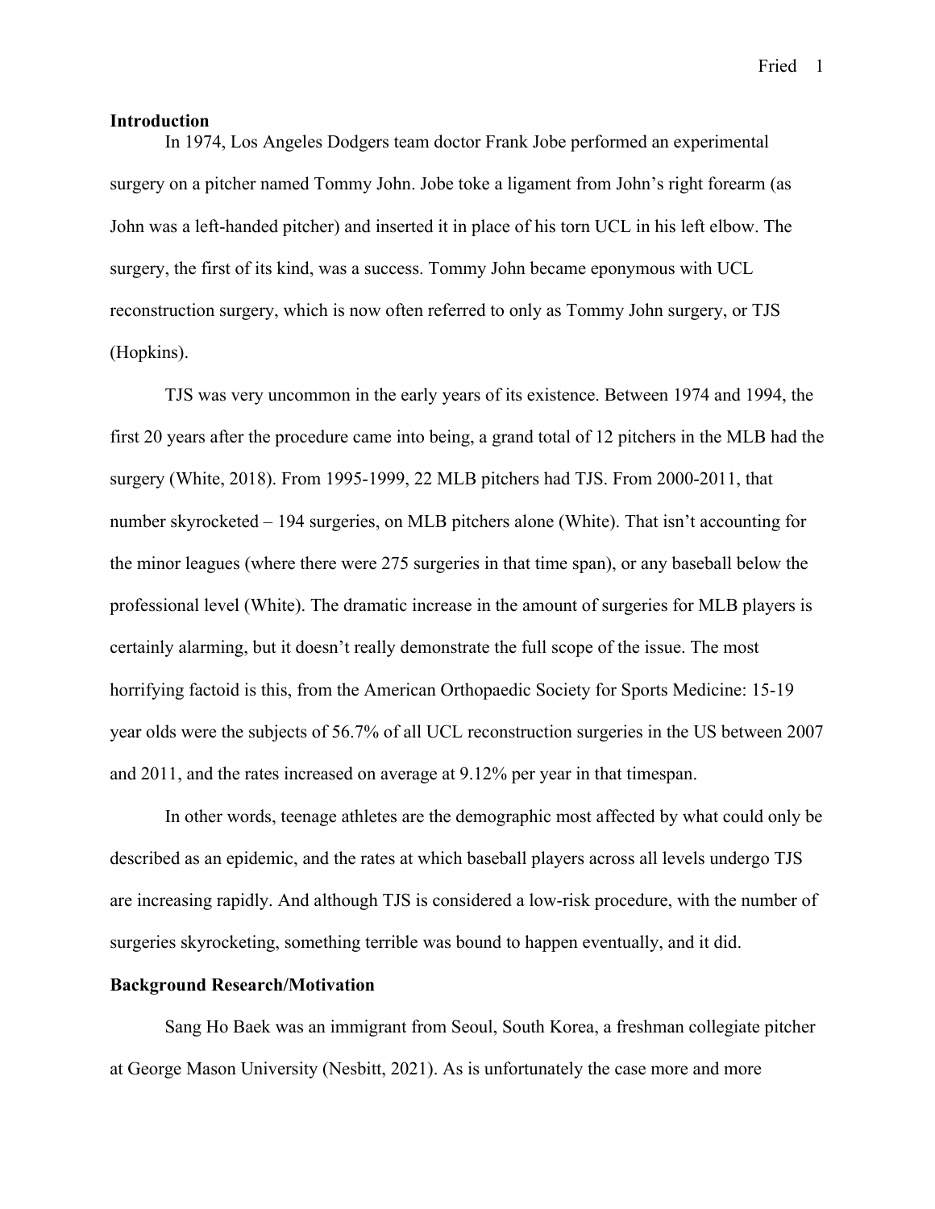**Introduction**

In 1974, Los Angeles Dodgers team doctor Frank Jobe performed an experimental surgery on a pitcher named Tommy John. Jobe toke a ligament from John's right forearm (as John was a left-handed pitcher) and inserted it in place of his torn UCL in his left elbow. The surgery, the first of its kind, was a success. Tommy John became eponymous with UCL reconstruction surgery, which is now often referred to only as Tommy John surgery, or TJS (Hopkins).

TJS was very uncommon in the early years of its existence. Between 1974 and 1994, the first 20 years after the procedure came into being, a grand total of 12 pitchers in the MLB had the surgery (White, 2018). From 1995-1999, 22 MLB pitchers had TJS. From 2000-2011, that number skyrocketed – 194 surgeries, on MLB pitchers alone (White). That isn't accounting for the minor leagues (where there were 275 surgeries in that time span), or any baseball below the professional level (White). The dramatic increase in the amount of surgeries for MLB players is certainly alarming, but it doesn't really demonstrate the full scope of the issue. The most horrifying factoid is this, from the American Orthopaedic Society for Sports Medicine: 15-19 year olds were the subjects of 56.7% of all UCL reconstruction surgeries in the US between 2007 and 2011, and the rates increased on average at 9.12% per year in that timespan.

In other words, teenage athletes are the demographic most affected by what could only be described as an epidemic, and the rates at which baseball players across all levels undergo TJS are increasing rapidly. And although TJS is considered a low-risk procedure, with the number of surgeries skyrocketing, something terrible was bound to happen eventually, and it did.

**Background Research/Motivation**

Sang Ho Baek was an immigrant from Seoul, South Korea, a freshman collegiate pitcher at George Mason University (Nesbitt, 2021). As is unfortunately the case more and more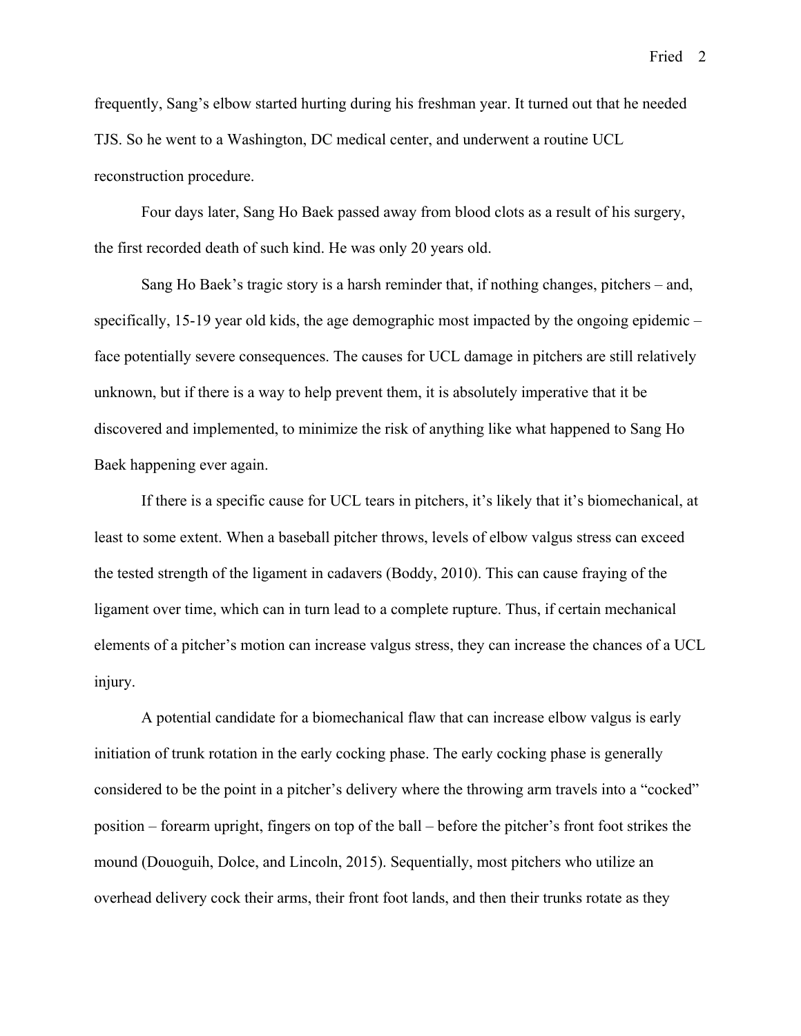frequently, Sang's elbow started hurting during his freshman year. It turned out that he needed TJS. So he went to a Washington, DC medical center, and underwent a routine UCL reconstruction procedure.

Four days later, Sang Ho Baek passed away from blood clots as a result of his surgery, the first recorded death of such kind. He was only 20 years old.

Sang Ho Baek's tragic story is a harsh reminder that, if nothing changes, pitchers – and, specifically, 15-19 year old kids, the age demographic most impacted by the ongoing epidemic – face potentially severe consequences. The causes for UCL damage in pitchers are still relatively unknown, but if there is a way to help prevent them, it is absolutely imperative that it be discovered and implemented, to minimize the risk of anything like what happened to Sang Ho Baek happening ever again.

If there is a specific cause for UCL tears in pitchers, it's likely that it's biomechanical, at least to some extent. When a baseball pitcher throws, levels of elbow valgus stress can exceed the tested strength of the ligament in cadavers (Boddy, 2010). This can cause fraying of the ligament over time, which can in turn lead to a complete rupture. Thus, if certain mechanical elements of a pitcher's motion can increase valgus stress, they can increase the chances of a UCL injury.

A potential candidate for a biomechanical flaw that can increase elbow valgus is early initiation of trunk rotation in the early cocking phase. The early cocking phase is generally considered to be the point in a pitcher's delivery where the throwing arm travels into a "cocked" position – forearm upright, fingers on top of the ball – before the pitcher's front foot strikes the mound (Douoguih, Dolce, and Lincoln, 2015). Sequentially, most pitchers who utilize an overhead delivery cock their arms, their front foot lands, and then their trunks rotate as they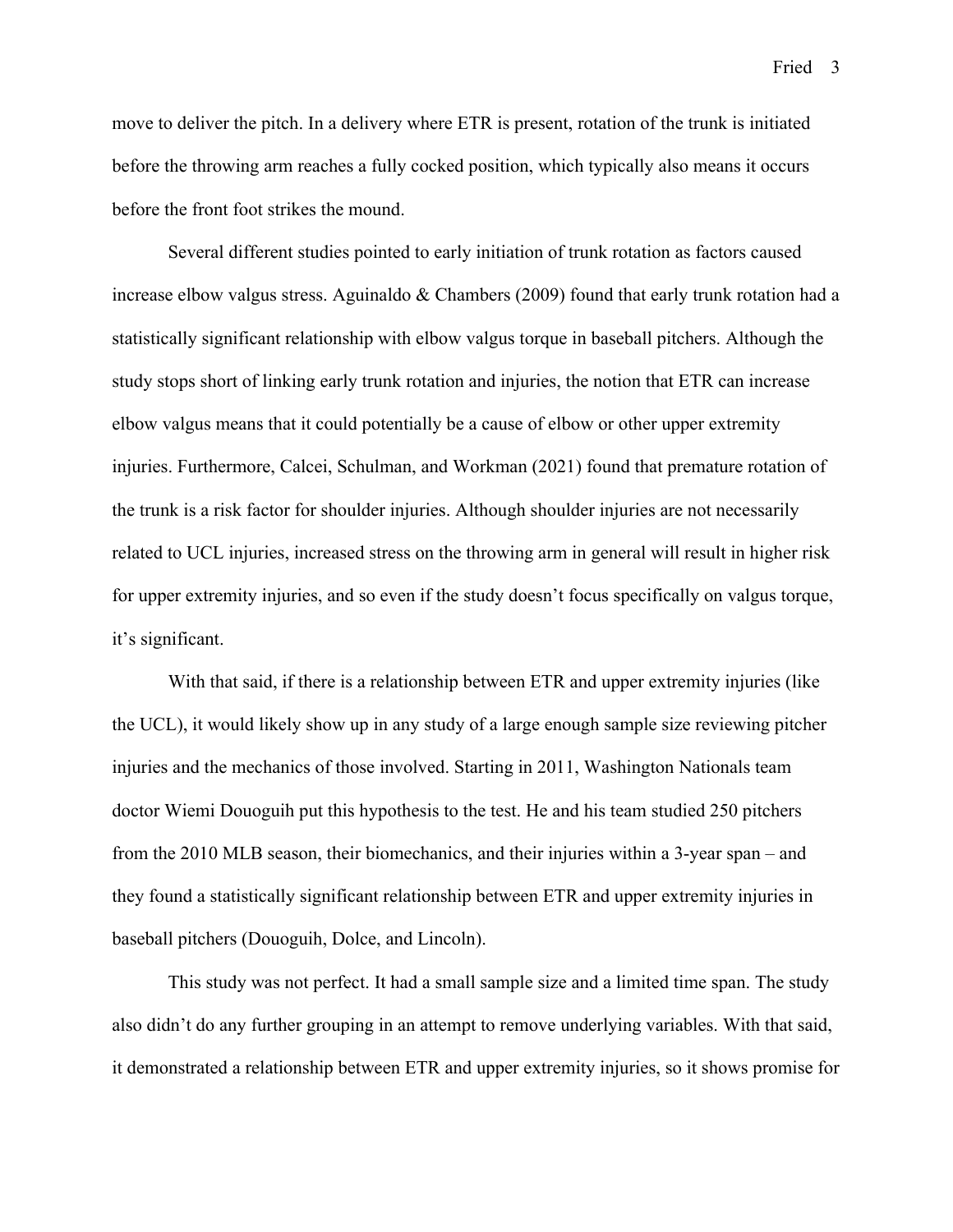move to deliver the pitch. In a delivery where ETR is present, rotation of the trunk is initiated before the throwing arm reaches a fully cocked position, which typically also means it occurs before the front foot strikes the mound.

Several different studies pointed to early initiation of trunk rotation as factors caused increase elbow valgus stress. Aguinaldo & Chambers (2009) found that early trunk rotation had a statistically significant relationship with elbow valgus torque in baseball pitchers. Although the study stops short of linking early trunk rotation and injuries, the notion that ETR can increase elbow valgus means that it could potentially be a cause of elbow or other upper extremity injuries. Furthermore, Calcei, Schulman, and Workman (2021) found that premature rotation of the trunk is a risk factor for shoulder injuries. Although shoulder injuries are not necessarily related to UCL injuries, increased stress on the throwing arm in general will result in higher risk for upper extremity injuries, and so even if the study doesn't focus specifically on valgus torque, it's significant.

With that said, if there is a relationship between ETR and upper extremity injuries (like the UCL), it would likely show up in any study of a large enough sample size reviewing pitcher injuries and the mechanics of those involved. Starting in 2011, Washington Nationals team doctor Wiemi Douoguih put this hypothesis to the test. He and his team studied 250 pitchers from the 2010 MLB season, their biomechanics, and their injuries within a 3-year span – and they found a statistically significant relationship between ETR and upper extremity injuries in baseball pitchers (Douoguih, Dolce, and Lincoln).

This study was not perfect. It had a small sample size and a limited time span. The study also didn't do any further grouping in an attempt to remove underlying variables. With that said, it demonstrated a relationship between ETR and upper extremity injuries, so it shows promise for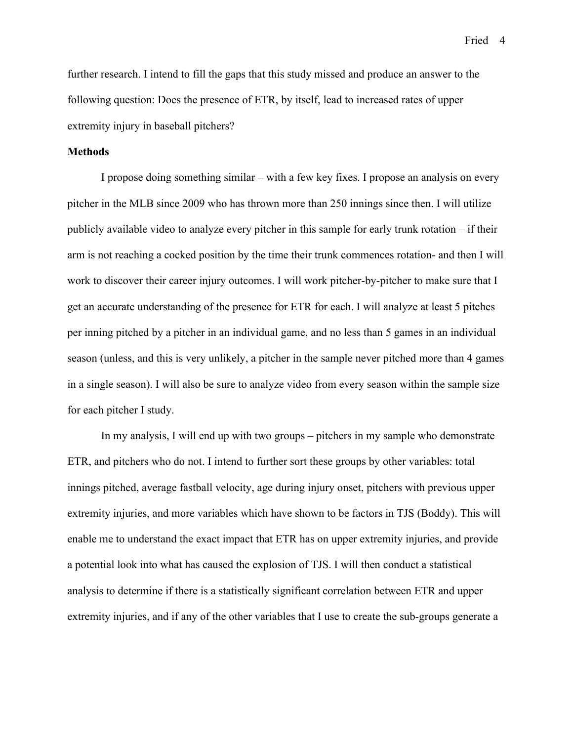further research. I intend to fill the gaps that this study missed and produce an answer to the following question: Does the presence of ETR, by itself, lead to increased rates of upper extremity injury in baseball pitchers?

**Methods**

I propose doing something similar – with a few key fixes. I propose an analysis on every pitcher in the MLB since 2009 who has thrown more than 250 innings since then. I will utilize publicly available video to analyze every pitcher in this sample for early trunk rotation – if their arm is not reaching a cocked position by the time their trunk commences rotation- and then I will work to discover their career injury outcomes. I will work pitcher-by-pitcher to make sure that I get an accurate understanding of the presence for ETR for each. I will analyze at least 5 pitches per inning pitched by a pitcher in an individual game, and no less than 5 games in an individual season (unless, and this is very unlikely, a pitcher in the sample never pitched more than 4 games in a single season). I will also be sure to analyze video from every season within the sample size for each pitcher I study.

In my analysis, I will end up with two groups – pitchers in my sample who demonstrate ETR, and pitchers who do not. I intend to further sort these groups by other variables: total innings pitched, average fastball velocity, age during injury onset, pitchers with previous upper extremity injuries, and more variables which have shown to be factors in TJS (Boddy). This will enable me to understand the exact impact that ETR has on upper extremity injuries, and provide a potential look into what has caused the explosion of TJS. I will then conduct a statistical analysis to determine if there is a statistically significant correlation between ETR and upper extremity injuries, and if any of the other variables that I use to create the sub-groups generate a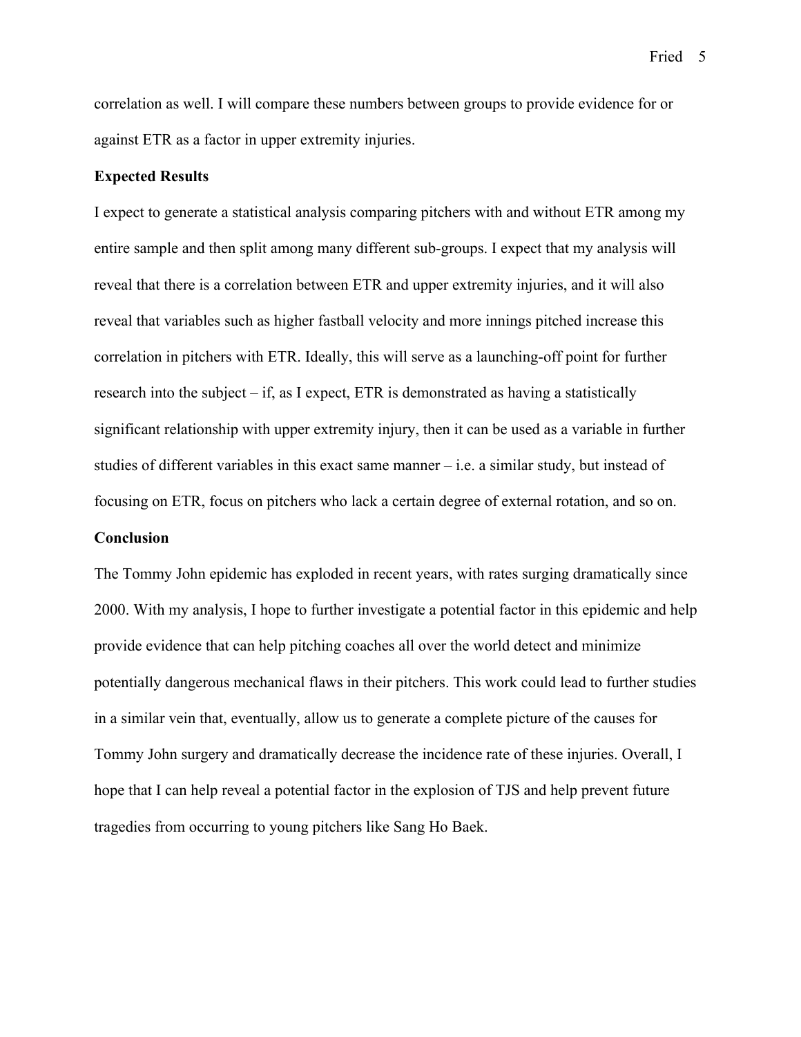correlation as well. I will compare these numbers between groups to provide evidence for or against ETR as a factor in upper extremity injuries.

**Expected Results**

I expect to generate a statistical analysis comparing pitchers with and without ETR among my entire sample and then split among many different sub-groups. I expect that my analysis will reveal that there is a correlation between ETR and upper extremity injuries, and it will also reveal that variables such as higher fastball velocity and more innings pitched increase this correlation in pitchers with ETR. Ideally, this will serve as a launching-off point for further research into the subject – if, as I expect, ETR is demonstrated as having a statistically significant relationship with upper extremity injury, then it can be used as a variable in further studies of different variables in this exact same manner – i.e. a similar study, but instead of focusing on ETR, focus on pitchers who lack a certain degree of external rotation, and so on.

**Conclusion**

The Tommy John epidemic has exploded in recent years, with rates surging dramatically since 2000. With my analysis, I hope to further investigate a potential factor in this epidemic and help provide evidence that can help pitching coaches all over the world detect and minimize potentially dangerous mechanical flaws in their pitchers. This work could lead to further studies in a similar vein that, eventually, allow us to generate a complete picture of the causes for Tommy John surgery and dramatically decrease the incidence rate of these injuries. Overall, I hope that I can help reveal a potential factor in the explosion of TJS and help prevent future tragedies from occurring to young pitchers like Sang Ho Baek.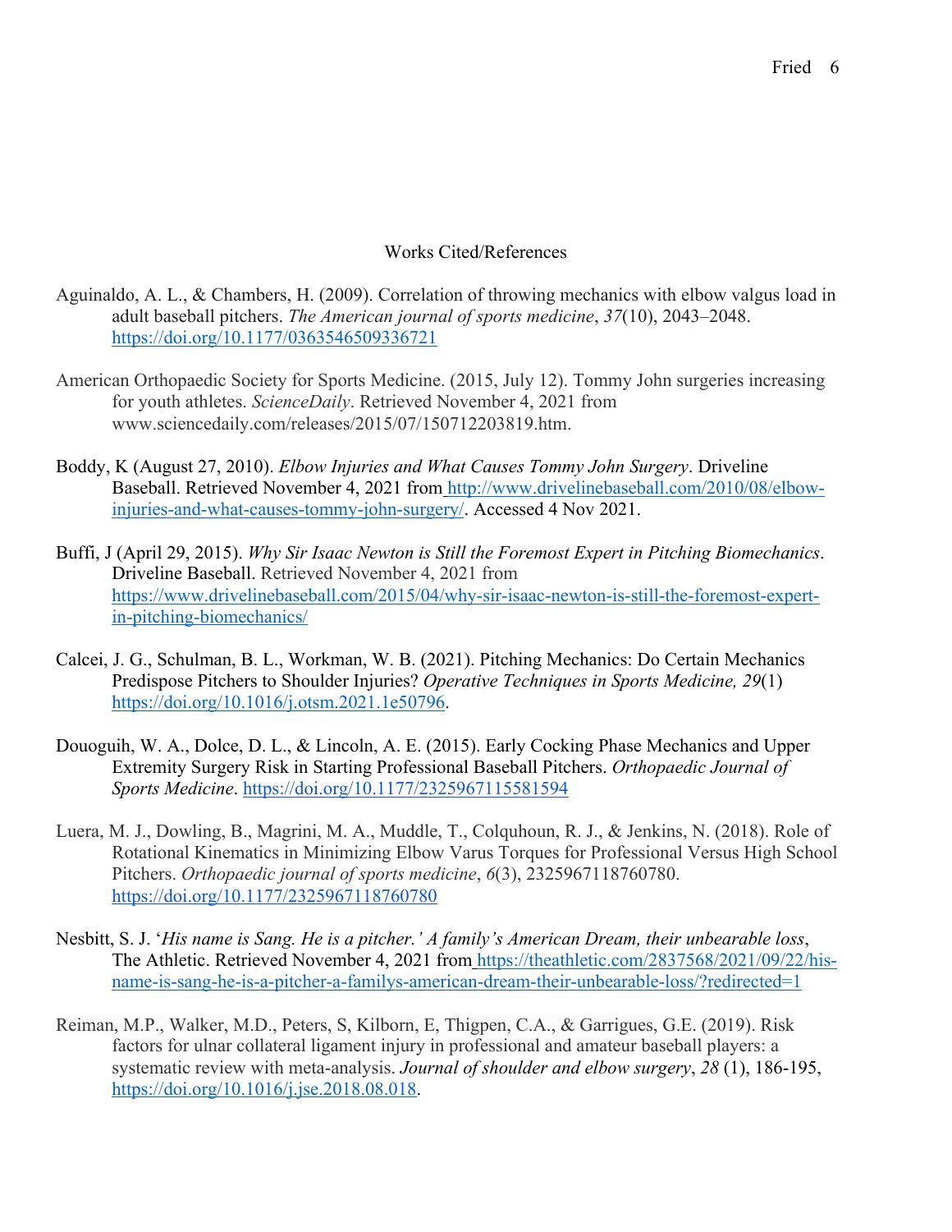# Works Cited/References

Aguinaldo, A. L., & Chambers, H. (2009). Correlation of throwing mechanics with elbow valgus load in adult baseball pitchers. *The American journal of sports medicine*, *37*(10), 2043–2048. https://doi.org/10.1177/0363546509336721

American Orthopaedic Society for Sports Medicine. (2015, July 12). Tommy John surgeries increasing for youth athletes. *ScienceDaily*. Retrieved November 4, 2021 from www.sciencedaily.com/releases/2015/07/150712203819.htm.

Boddy, K (August 27, 2010). *Elbow Injuries and What Causes Tommy John Surgery*. Driveline Baseball. Retrieved November 4, 2021 from http://www.drivelinebaseball.com/2010/08/elbow-injuries-and-what-causes-tommy-john-surgery/. Accessed 4 Nov 2021.

Buffi, J (April 29, 2015). *Why Sir Isaac Newton is Still the Foremost Expert in Pitching Biomechanics*. Driveline Baseball. Retrieved November 4, 2021 from https://www.drivelinebaseball.com/2015/04/why-sir-isaac-newton-is-still-the-foremost-expert-in-pitching-biomechanics/

Calcei, J. G., Schulman, B. L., Workman, W. B. (2021). Pitching Mechanics: Do Certain Mechanics Predispose Pitchers to Shoulder Injuries? *Operative Techniques in Sports Medicine, 29*(1) https://doi.org/10.1016/j.otsm.2021.1e50796.

Douoguih, W. A., Dolce, D. L., & Lincoln, A. E. (2015). Early Cocking Phase Mechanics and Upper Extremity Surgery Risk in Starting Professional Baseball Pitchers. *Orthopaedic Journal of Sports Medicine*. https://doi.org/10.1177/2325967115581594

Luera, M. J., Dowling, B., Magrini, M. A., Muddle, T., Colquhoun, R. J., & Jenkins, N. (2018). Role of Rotational Kinematics in Minimizing Elbow Varus Torques for Professional Versus High School Pitchers. *Orthopaedic journal of sports medicine*, *6*(3), 2325967118760780. https://doi.org/10.1177/2325967118760780

Nesbitt, S. J. '*His name is Sang. He is a pitcher.' A family's American Dream, their unbearable loss*, The Athletic. Retrieved November 4, 2021 from https://theathletic.com/2837568/2021/09/22/his-name-is-sang-he-is-a-pitcher-a-familys-american-dream-their-unbearable-loss/?redirected=1

Reiman, M.P., Walker, M.D., Peters, S, Kilborn, E, Thigpen, C.A., & Garrigues, G.E. (2019). Risk factors for ulnar collateral ligament injury in professional and amateur baseball players: a systematic review with meta-analysis. *Journal of shoulder and elbow surgery*, *28* (1), 186-195, https://doi.org/10.1016/j.jse.2018.08.018.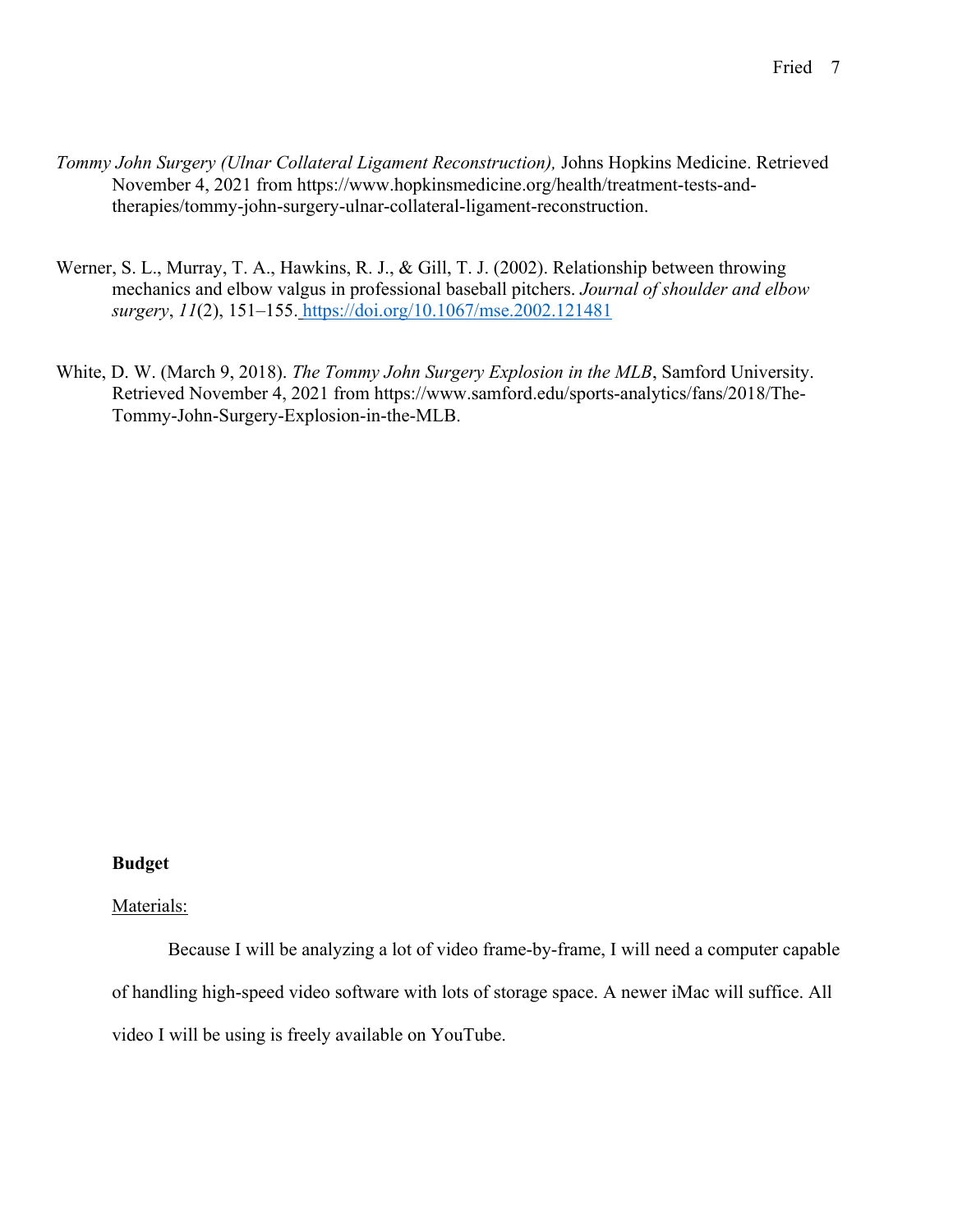*Tommy John Surgery (Ulnar Collateral Ligament Reconstruction),* Johns Hopkins Medicine. Retrieved November 4, 2021 from https://www.hopkinsmedicine.org/health/treatment-tests-and-therapies/tommy-john-surgery-ulnar-collateral-ligament-reconstruction.

Werner, S. L., Murray, T. A., Hawkins, R. J., & Gill, T. J. (2002). Relationship between throwing mechanics and elbow valgus in professional baseball pitchers. *Journal of shoulder and elbow surgery*, *11*(2), 151–155. https://doi.org/10.1067/mse.2002.121481

White, D. W. (March 9, 2018). *The Tommy John Surgery Explosion in the MLB*, Samford University. Retrieved November 4, 2021 from https://www.samford.edu/sports-analytics/fans/2018/The-Tommy-John-Surgery-Explosion-in-the-MLB.

**Budget**

Materials:

Because I will be analyzing a lot of video frame-by-frame, I will need a computer capable of handling high-speed video software with lots of storage space. A newer iMac will suffice. All video I will be using is freely available on YouTube.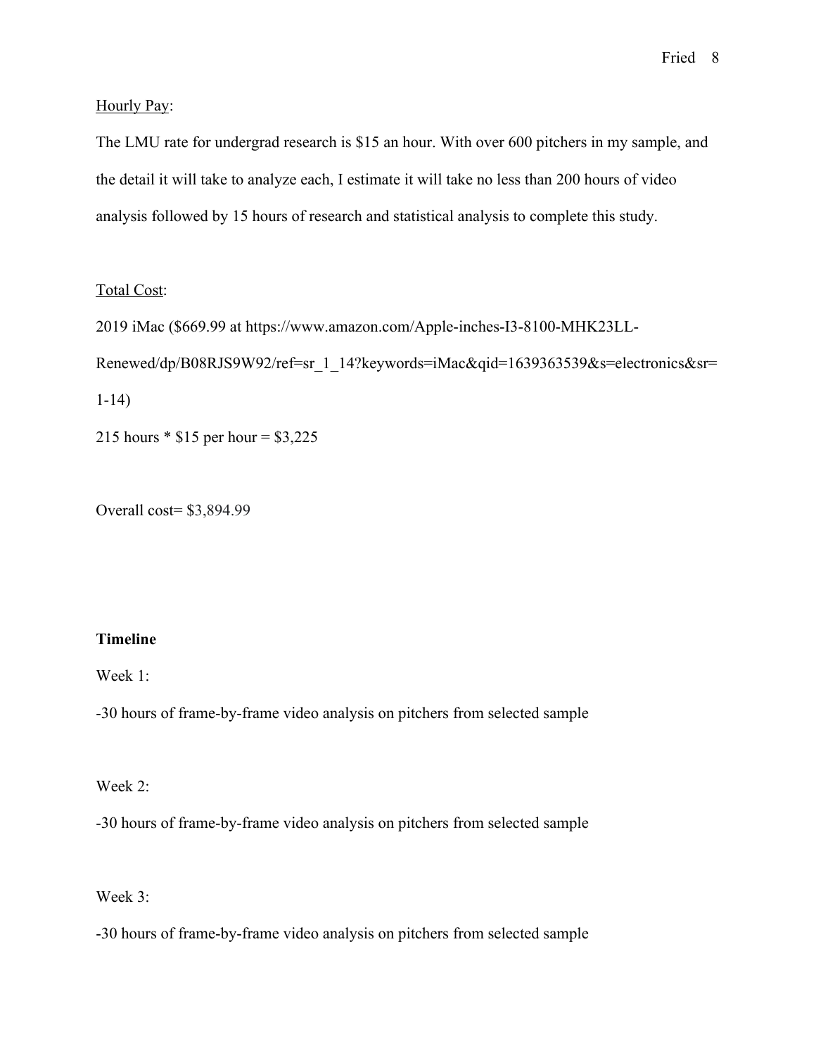<u>Hourly Pay</u>:

The LMU rate for undergrad research is $15 an hour. With over 600 pitchers in my sample, and the detail it will take to analyze each, I estimate it will take no less than 200 hours of video analysis followed by 15 hours of research and statistical analysis to complete this study.

<u>Total Cost</u>:

2019 iMac ($669.99 at https://www.amazon.com/Apple-inches-I3-8100-MHK23LL-Renewed/dp/B08RJS9W92/ref=sr_1_14?keywords=iMac&qid=1639363539&s=electronics&sr=1-14)

215 hours * $15 per hour = $3,225

Overall cost= $3,894.99

**Timeline**

Week 1:

-30 hours of frame-by-frame video analysis on pitchers from selected sample

Week 2:

-30 hours of frame-by-frame video analysis on pitchers from selected sample

Week 3:

-30 hours of frame-by-frame video analysis on pitchers from selected sample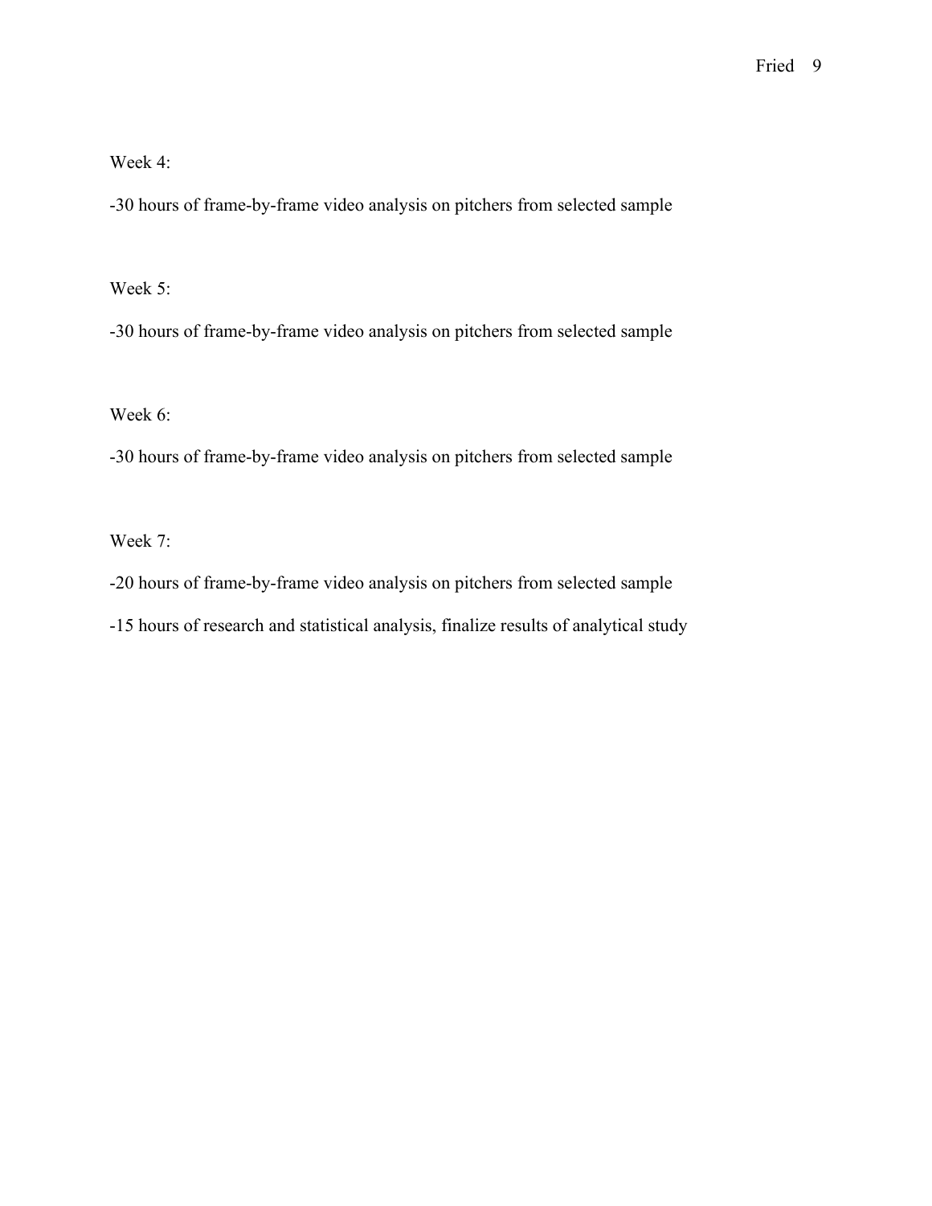Week 4:

-30 hours of frame-by-frame video analysis on pitchers from selected sample

Week 5:

-30 hours of frame-by-frame video analysis on pitchers from selected sample

Week 6:

-30 hours of frame-by-frame video analysis on pitchers from selected sample

Week 7:

-20 hours of frame-by-frame video analysis on pitchers from selected sample

-15 hours of research and statistical analysis, finalize results of analytical study